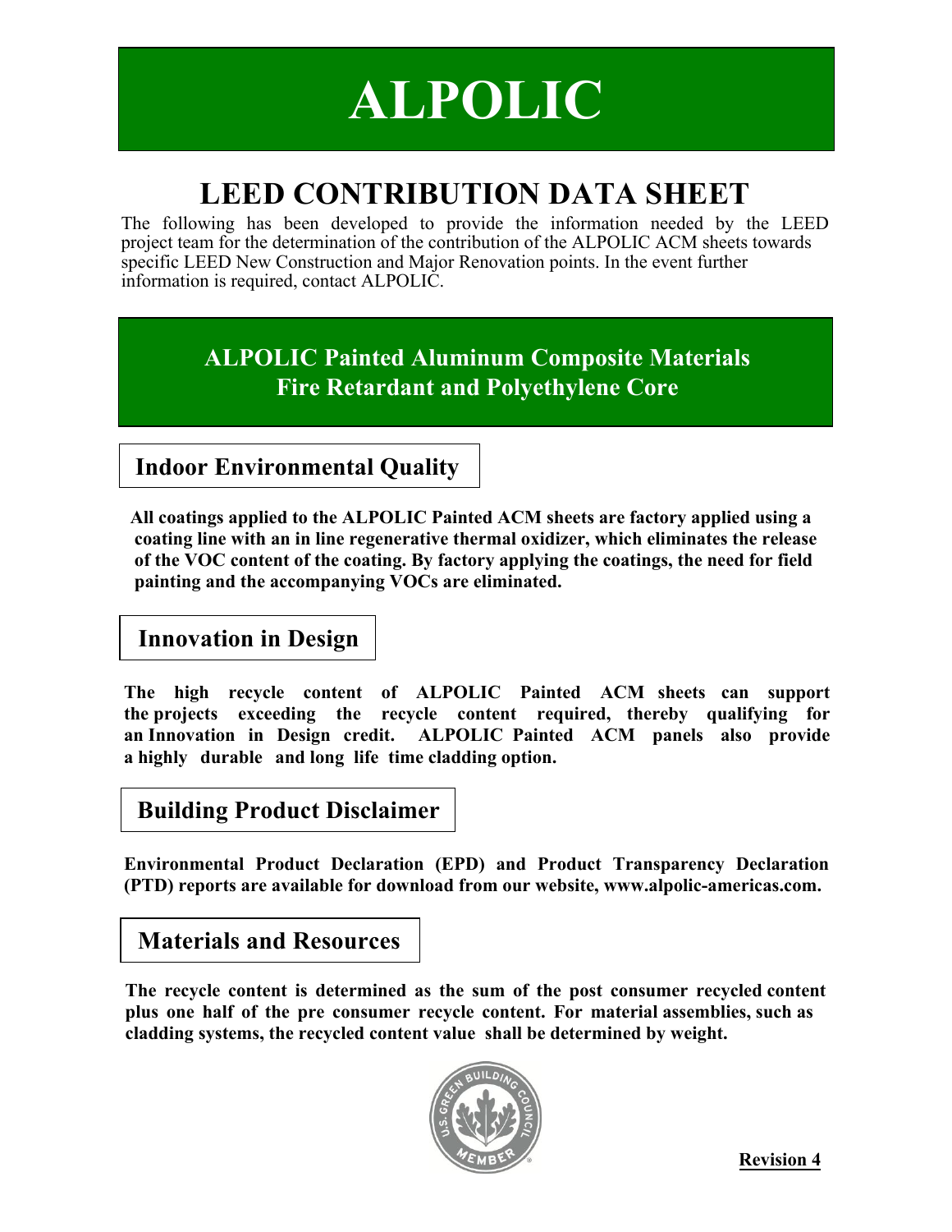# ALPOLIC

## LEED CONTRIBUTION DATA SHEET

The following has been developed to provide the information needed by the LEED project team for the determination of the contribution of the ALPOLIC ACM sheets towards specific LEED New Construction and Major Renovation points. In the event further information is required, contact ALPOLIC.

## ALPOLIC Painted Aluminum Composite Materials Fire Retardant and Polyethylene Core

### Indoor Environmental Quality

**All coatings applied to the ALPOLIC Painted ACM sheets are factory applied using a coating line with an in line regenerative thermal oxidizer, which eliminates the release of the VOC content of the coating. By factory applying the coatings, the need for field painting and the accompanying VOCs are eliminated.**

### Innovation in Design

**The high recycle content of ALPOLIC Painted ACM sheets can support the projects exceeding the recycle content required, thereby qualifying for an Innovation in Design credit. ALPOLIC Painted ACM panels also provide a highly durable and long life time cladding option.**

### Building Product Disclaimer

**Environmental Product Declaration (EPD) and Product Transparency Declaration (PTD) reports are available for download from our website, www.alpolic-americas.com.**

### Materials and Resources

**The recycle content is determined as the sum of the post consumer recycled content plus one half of the pre consumer recycle content. For material assemblies, such as cladding systems, the recycled content value shall be determined by weight.**

U.S. GREEN BUILDING COUNCIL MEMBER

**Revision 4**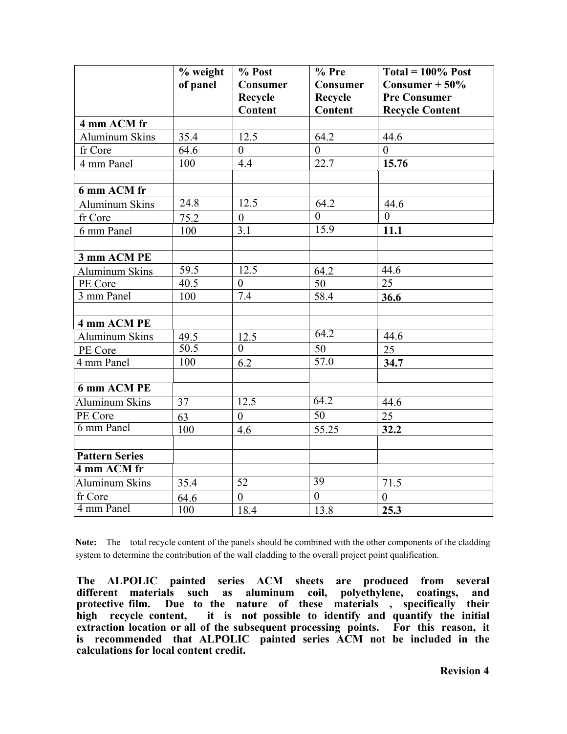| | % weight of panel | % Post Consumer Recycle Content | % Pre Consumer Recycle Content | Total = 100% Post Consumer + 50% Pre Consumer Recycle Content |
|---|---|---|---|---|
| **4 mm ACM fr** | | | | |
| Aluminum Skins | 35.4 | 12.5 | 64.2 | 44.6 |
| fr Core | 64.6 | 0 | 0 | 0 |
| 4 mm Panel | 100 | 4.4 | 22.7 | **15.76** |
| | | | | |
| **6 mm ACM fr** | | | | |
| Aluminum Skins | 24.8 | 12.5 | 64.2 | 44.6 |
| fr Core | 75.2 | 0 | 0 | 0 |
| 6 mm Panel | 100 | 3.1 | 15.9 | **11.1** |
| | | | | |
| **3 mm ACM PE** | | | | |
| Aluminum Skins | 59.5 | 12.5 | 64.2 | 44.6 |
| PE Core | 40.5 | 0 | 50 | 25 |
| 3 mm Panel | 100 | 7.4 | 58.4 | **36.6** |
| | | | | |
| **4 mm ACM PE** | | | | |
| Aluminum Skins | 49.5 | 12.5 | 64.2 | 44.6 |
| PE Core | 50.5 | 0 | 50 | 25 |
| 4 mm Panel | 100 | 6.2 | 57.0 | **34.7** |
| | | | | |
| **6 mm ACM PE** | | | | |
| Aluminum Skins | 37 | 12.5 | 64.2 | 44.6 |
| PE Core | 63 | 0 | 50 | 25 |
| 6 mm Panel | 100 | 4.6 | 55.25 | **32.2** |
| | | | | |
| **Pattern Series** | | | | |
| **4 mm ACM fr** | | | | |
| Aluminum Skins | 35.4 | 52 | 39 | 71.5 |
| fr Core | 64.6 | 0 | 0 | 0 |
| 4 mm Panel | 100 | 18.4 | 13.8 | **25.3** |

**Note:** The total recycle content of the panels should be combined with the other components of the cladding system to determine the contribution of the wall cladding to the overall project point qualification.

**The ALPOLIC painted series ACM sheets are produced from several different materials such as aluminum coil, polyethylene, coatings, and protective film. Due to the nature of these materials , specifically their high recycle content, it is not possible to identify and quantify the initial extraction location or all of the subsequent processing points. For this reason, it is recommended that ALPOLIC painted series ACM not be included in the calculations for local content credit.**

**Revision 4**